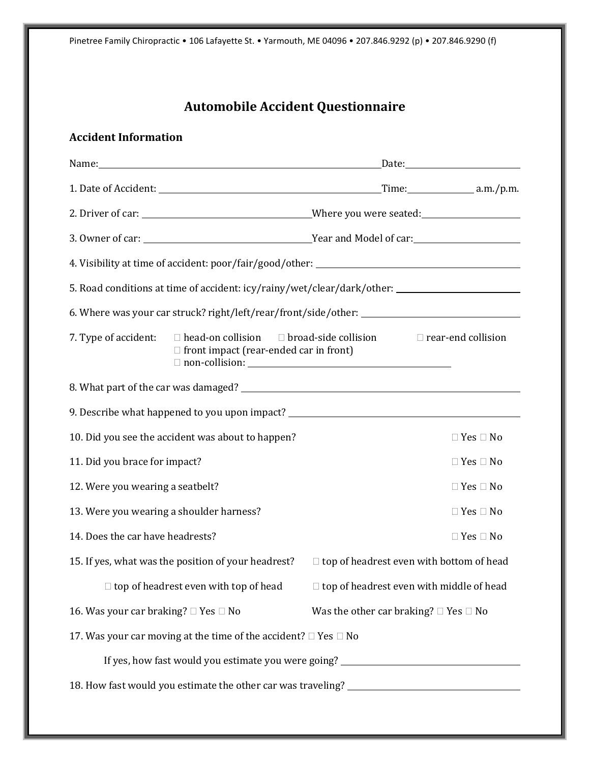Pinetree Family Chiropractic • 106 Lafayette St. • Yarmouth, ME 04096 • 207.846.9292 (p) • 207.846.9290 (f)

# Automobile Accident Questionnaire

## Accident Information

Name:______________________________ Date:______________

1. Date of Accident: ______________________________ Time:__________ a.m./p.m.

2. Driver of car: ____________________ Where you were seated:______________

3. Owner of car: ____________________ Year and Model of car:______________

4. Visibility at time of accident: poor/fair/good/other: ______________________

5. Road conditions at time of accident: icy/rainy/wet/clear/dark/other: ______________

6. Where was your car struck? right/left/rear/front/side/other: ______________

7. Type of accident: ☐ head-on collision ☐ broad-side collision ☐ rear-end collision
   ☐ front impact (rear-ended car in front)
   ☐ non-collision: ______________________

8. What part of the car was damaged? ______________________

9. Describe what happened to you upon impact? ______________________

10. Did you see the accident was about to happen? ☐ Yes ☐ No

11. Did you brace for impact? ☐ Yes ☐ No

12. Were you wearing a seatbelt? ☐ Yes ☐ No

13. Were you wearing a shoulder harness? ☐ Yes ☐ No

14. Does the car have headrests? ☐ Yes ☐ No

15. If yes, what was the position of your headrest? ☐ top of headrest even with bottom of head
   ☐ top of headrest even with top of head ☐ top of headrest even with middle of head

16. Was your car braking? ☐ Yes ☐ No Was the other car braking? ☐ Yes ☐ No

17. Was your car moving at the time of the accident? ☐ Yes ☐ No
   If yes, how fast would you estimate you were going? ______________________

18. How fast would you estimate the other car was traveling? ______________________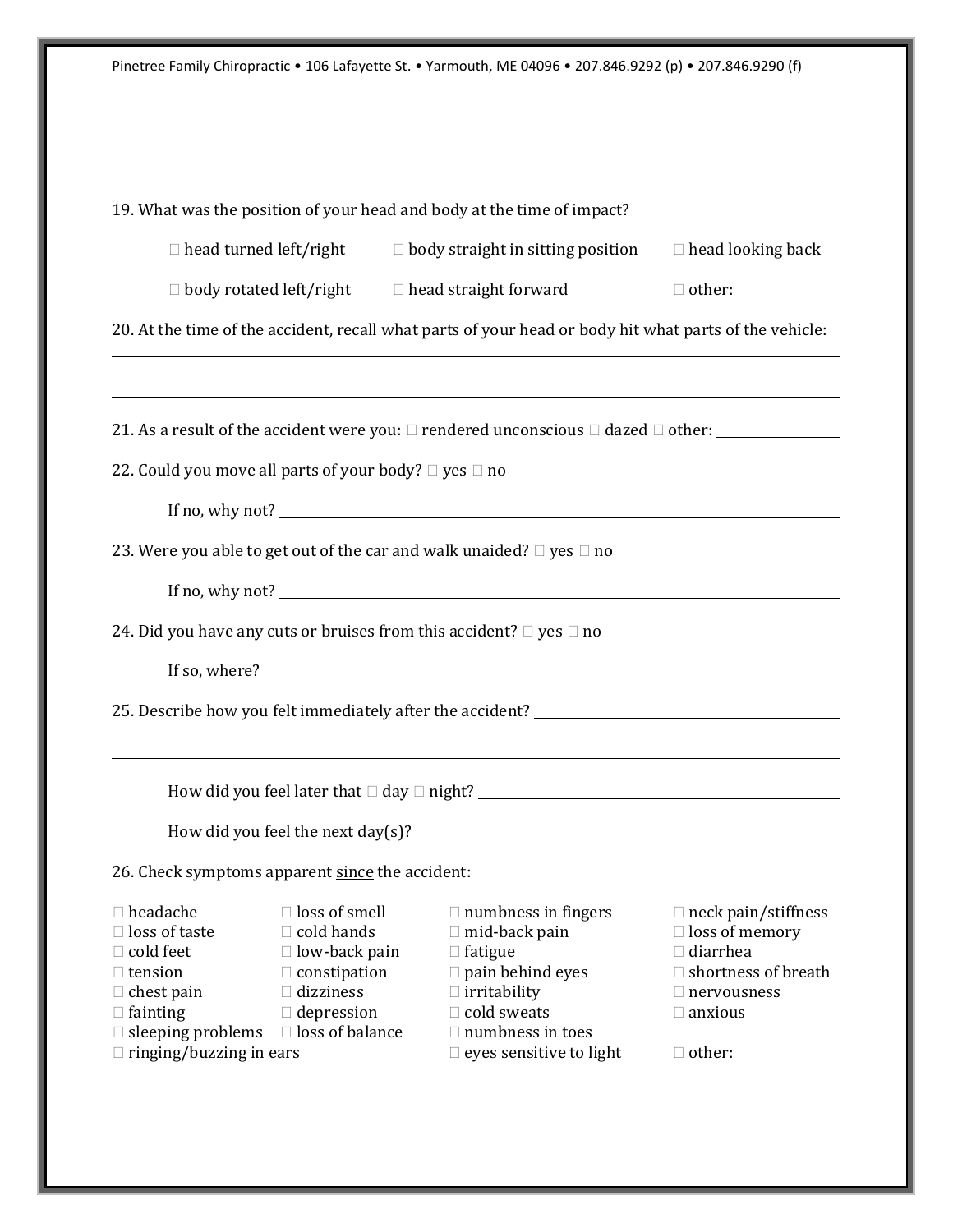Pinetree Family Chiropractic • 106 Lafayette St. • Yarmouth, ME 04096 • 207.846.9292 (p) • 207.846.9290 (f)

19. What was the position of your head and body at the time of impact?

 head turned left/right  body straight in sitting position  head looking back

 body rotated left/right  head straight forward  other:______________

20. At the time of the accident, recall what parts of your head or body hit what parts of the vehicle:

_______________________________________________________________________________

_______________________________________________________________________________

21. As a result of the accident were you:  rendered unconscious  dazed  other: ________________

22. Could you move all parts of your body?  yes  no

If no, why not? ______________________________________________________________

23. Were you able to get out of the car and walk unaided?  yes  no

If no, why not? ______________________________________________________________

24. Did you have any cuts or bruises from this accident?  yes  no

If so, where? ________________________________________________________________

25. Describe how you felt immediately after the accident? ______________________________________

_______________________________________________________________________________

How did you feel later that  day  night? _____________________________________________

How did you feel the next day(s)? ___________________________________________________

26. Check symptoms apparent since the accident:

| | | | |
|---|---|---|---|
|  headache |  loss of smell |  numbness in fingers |  neck pain/stiffness |
|  loss of taste |  cold hands |  mid-back pain |  loss of memory |
|  cold feet |  low-back pain |  fatigue |  diarrhea |
|  tension |  constipation |  pain behind eyes |  shortness of breath |
|  chest pain |  dizziness |  irritability |  nervousness |
|  fainting |  depression |  cold sweats |  anxious |
|  sleeping problems |  loss of balance |  numbness in toes | |
|  ringing/buzzing in ears | |  eyes sensitive to light |  other:______________ |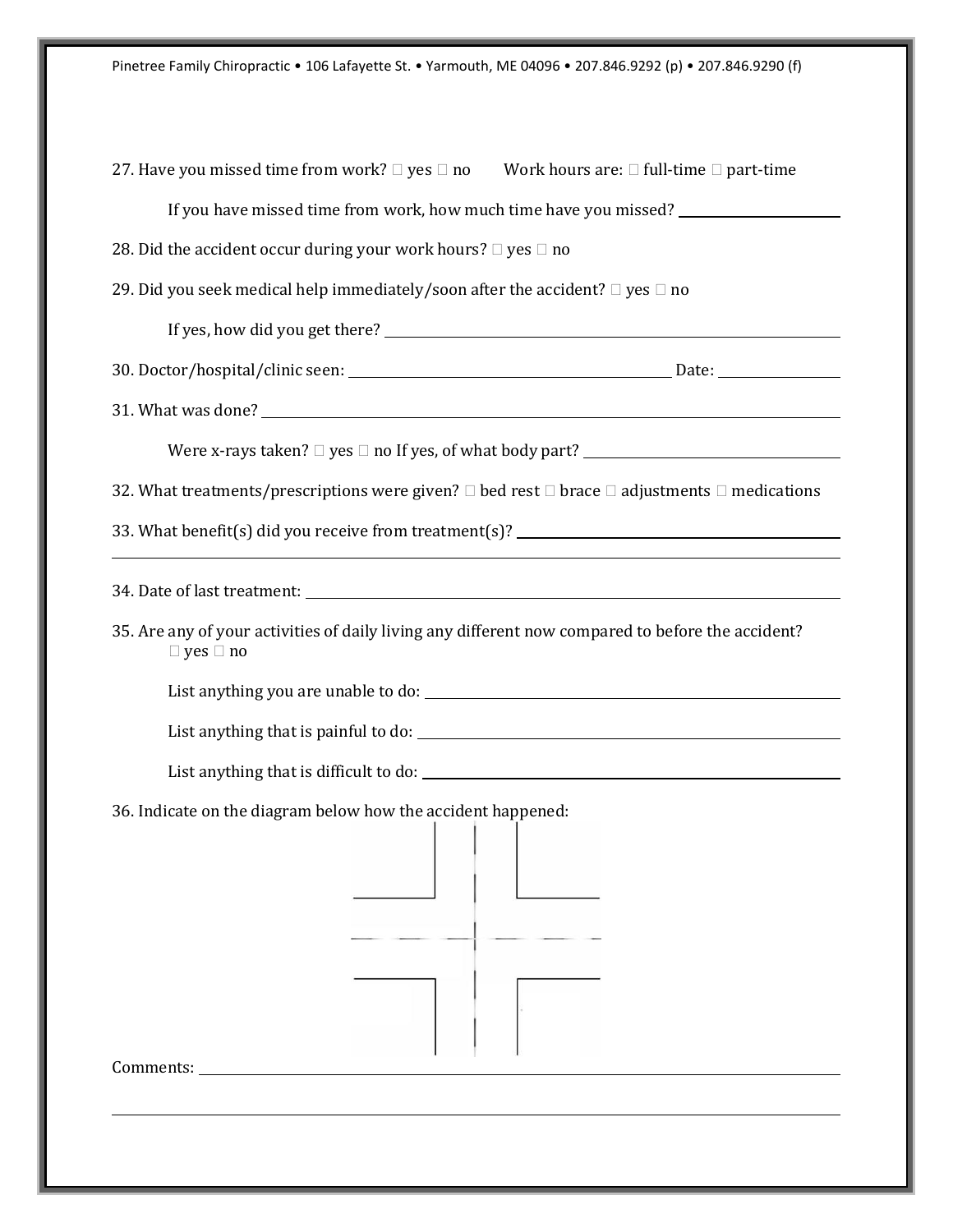27. Have you missed time from work? ☐ yes ☐ no  Work hours are: ☐ full-time ☐ part-time

    If you have missed time from work, how much time have you missed? ____________________

28. Did the accident occur during your work hours? ☐ yes ☐ no

29. Did you seek medical help immediately/soon after the accident? ☐ yes ☐ no

    If yes, how did you get there? ____________________________________________

30. Doctor/hospital/clinic seen: ______________________________ Date: ______________

31. What was done? ____________________________________________________

    Were x-rays taken? ☐ yes ☐ no If yes, of what body part? ______________________

32. What treatments/prescriptions were given? ☐ bed rest ☐ brace ☐ adjustments ☐ medications

33. What benefit(s) did you receive from treatment(s)? ______________________________

_____________________________________________________________________

34. Date of last treatment: ______________________________________________

35. Are any of your activities of daily living any different now compared to before the accident?
    ☐ yes ☐ no

    List anything you are unable to do: ______________________________________

    List anything that is painful to do: ______________________________________

    List anything that is difficult to do: _____________________________________

36. Indicate on the diagram below how the accident happened:

Comments: __________________________________________________________

_____________________________________________________________________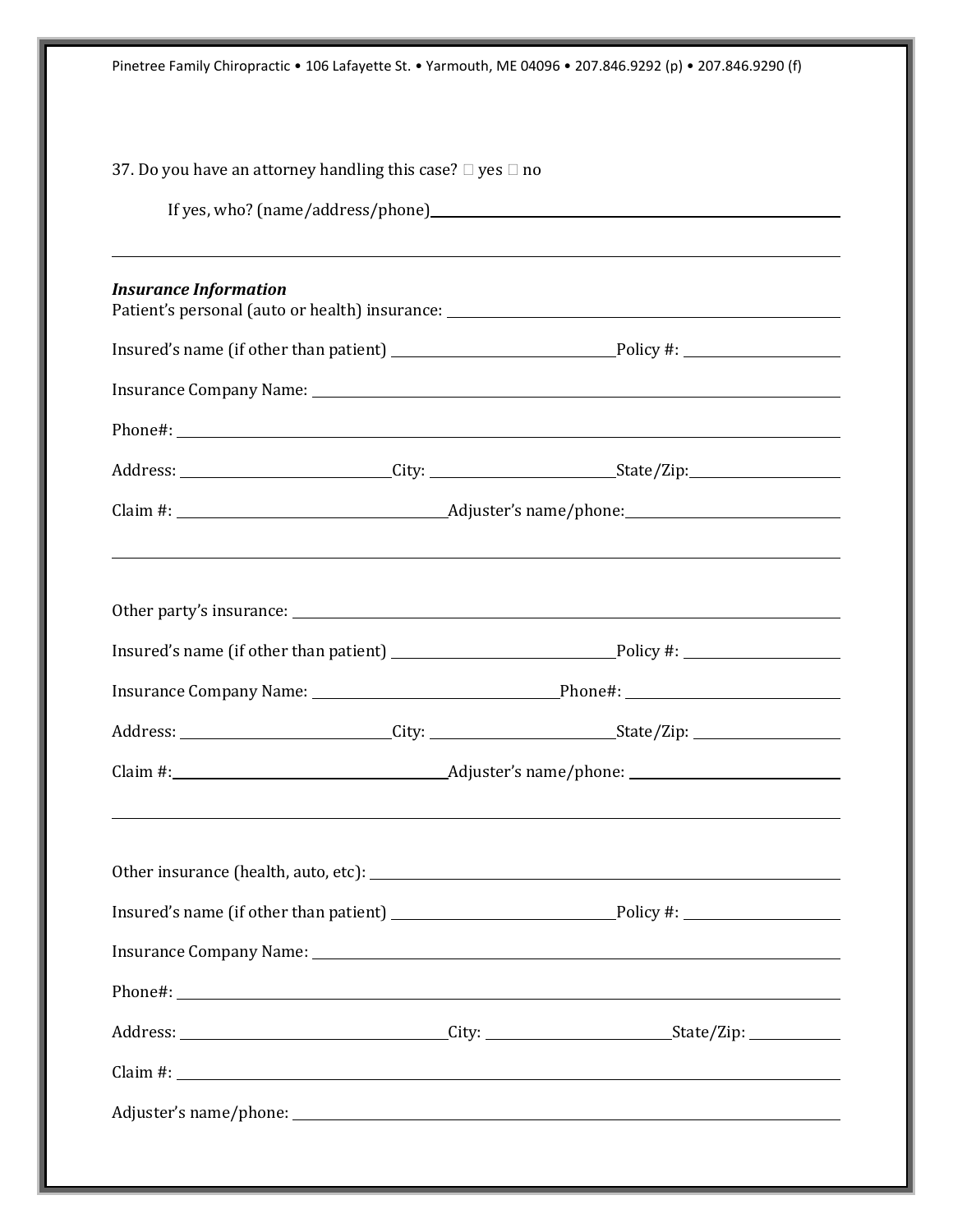37. Do you have an attorney handling this case? ☐ yes ☐ no

If yes, who? (name/address/phone)\_\_\_\_\_\_\_\_\_\_\_\_\_\_\_\_\_\_\_\_\_\_\_\_\_\_\_\_\_\_\_\_\_\_\_\_\_\_\_\_

***Insurance Information***

Patient's personal (auto or health) insurance: \_\_\_\_\_\_\_\_\_\_\_\_\_\_\_\_\_\_\_\_\_\_\_\_\_\_\_\_\_\_\_\_\_\_\_\_

Insured's name (if other than patient) \_\_\_\_\_\_\_\_\_\_\_\_\_\_\_\_\_\_\_\_\_\_\_\_Policy #: \_\_\_\_\_\_\_\_\_\_\_\_\_\_\_\_

Insurance Company Name: \_\_\_\_\_\_\_\_\_\_\_\_\_\_\_\_\_\_\_\_\_\_\_\_\_\_\_\_\_\_\_\_\_\_\_\_\_\_\_\_\_\_\_\_\_\_\_\_\_\_

Phone#: \_\_\_\_\_\_\_\_\_\_\_\_\_\_\_\_\_\_\_\_\_\_\_\_\_\_\_\_\_\_\_\_\_\_\_\_\_\_\_\_\_\_\_\_\_\_\_\_\_\_\_\_\_\_\_\_\_\_\_\_\_\_

Address: \_\_\_\_\_\_\_\_\_\_\_\_\_\_\_\_\_\_\_\_\_\_\_City: \_\_\_\_\_\_\_\_\_\_\_\_\_\_\_\_\_\_\_\_State/Zip:\_\_\_\_\_\_\_\_\_\_\_\_\_\_\_\_

Claim #: \_\_\_\_\_\_\_\_\_\_\_\_\_\_\_\_\_\_\_\_\_\_\_\_\_\_\_\_\_\_Adjuster's name/phone:\_\_\_\_\_\_\_\_\_\_\_\_\_\_\_\_\_\_\_\_\_

Other party's insurance: \_\_\_\_\_\_\_\_\_\_\_\_\_\_\_\_\_\_\_\_\_\_\_\_\_\_\_\_\_\_\_\_\_\_\_\_\_\_\_\_\_\_\_\_\_\_\_\_\_\_\_\_\_\_

Insured's name (if other than patient) \_\_\_\_\_\_\_\_\_\_\_\_\_\_\_\_\_\_\_\_\_\_\_\_Policy #: \_\_\_\_\_\_\_\_\_\_\_\_\_\_\_\_

Insurance Company Name: \_\_\_\_\_\_\_\_\_\_\_\_\_\_\_\_\_\_\_\_\_\_\_\_\_\_\_Phone#: \_\_\_\_\_\_\_\_\_\_\_\_\_\_\_\_\_\_\_\_\_\_

Address: \_\_\_\_\_\_\_\_\_\_\_\_\_\_\_\_\_\_\_\_\_\_\_City: \_\_\_\_\_\_\_\_\_\_\_\_\_\_\_\_\_\_\_\_State/Zip: \_\_\_\_\_\_\_\_\_\_\_\_\_\_\_\_

Claim #:\_\_\_\_\_\_\_\_\_\_\_\_\_\_\_\_\_\_\_\_\_\_\_\_\_\_\_\_\_\_Adjuster's name/phone: \_\_\_\_\_\_\_\_\_\_\_\_\_\_\_\_\_\_\_\_\_

Other insurance (health, auto, etc): \_\_\_\_\_\_\_\_\_\_\_\_\_\_\_\_\_\_\_\_\_\_\_\_\_\_\_\_\_\_\_\_\_\_\_\_\_\_\_\_\_\_\_\_\_\_

Insured's name (if other than patient) \_\_\_\_\_\_\_\_\_\_\_\_\_\_\_\_\_\_\_\_\_\_\_\_Policy #: \_\_\_\_\_\_\_\_\_\_\_\_\_\_\_\_

Insurance Company Name: \_\_\_\_\_\_\_\_\_\_\_\_\_\_\_\_\_\_\_\_\_\_\_\_\_\_\_\_\_\_\_\_\_\_\_\_\_\_\_\_\_\_\_\_\_\_\_\_\_\_

Phone#: \_\_\_\_\_\_\_\_\_\_\_\_\_\_\_\_\_\_\_\_\_\_\_\_\_\_\_\_\_\_\_\_\_\_\_\_\_\_\_\_\_\_\_\_\_\_\_\_\_\_\_\_\_\_\_\_\_\_\_\_\_\_

Address: \_\_\_\_\_\_\_\_\_\_\_\_\_\_\_\_\_\_\_\_\_\_\_\_\_\_\_\_\_\_City: \_\_\_\_\_\_\_\_\_\_\_\_\_\_\_\_\_\_\_\_State/Zip: \_\_\_\_\_\_\_\_\_\_

Claim #: \_\_\_\_\_\_\_\_\_\_\_\_\_\_\_\_\_\_\_\_\_\_\_\_\_\_\_\_\_\_\_\_\_\_\_\_\_\_\_\_\_\_\_\_\_\_\_\_\_\_\_\_\_\_\_\_\_\_\_\_\_\_

Adjuster's name/phone: \_\_\_\_\_\_\_\_\_\_\_\_\_\_\_\_\_\_\_\_\_\_\_\_\_\_\_\_\_\_\_\_\_\_\_\_\_\_\_\_\_\_\_\_\_\_\_\_\_\_\_\_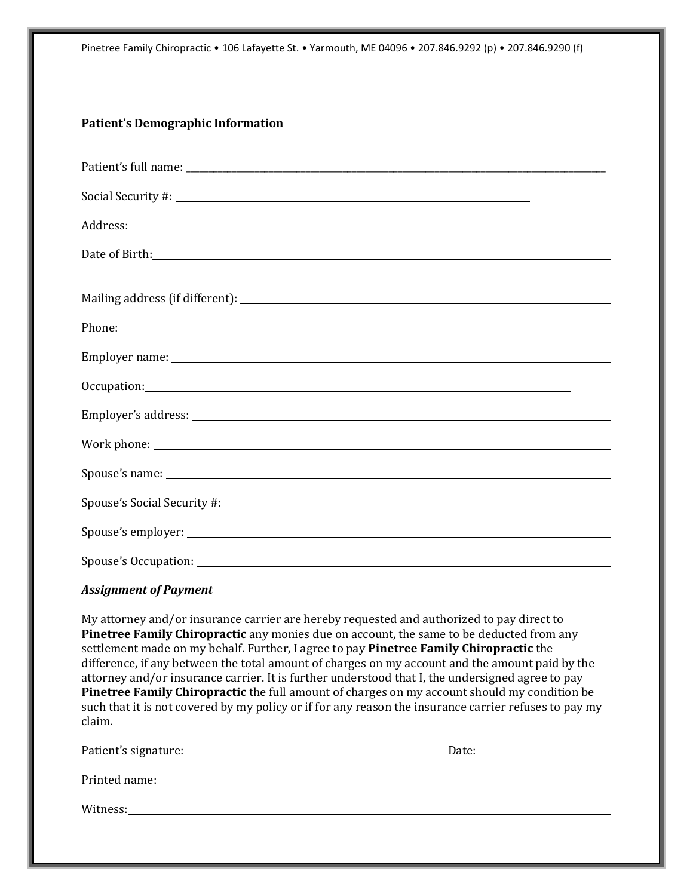Pinetree Family Chiropractic • 106 Lafayette St. • Yarmouth, ME 04096 • 207.846.9292 (p) • 207.846.9290 (f)

**Patient's Demographic Information**

Patient's full name: ___________________________________________

Social Security #: ___________________________________________

Address: ___________________________________________

Date of Birth: ___________________________________________

Mailing address (if different): ___________________________________________

Phone: ___________________________________________

Employer name: ___________________________________________

Occupation: ___________________________________________

Employer's address: ___________________________________________

Work phone: ___________________________________________

Spouse's name: ___________________________________________

Spouse's Social Security #: ___________________________________________

Spouse's employer: ___________________________________________

Spouse's Occupation: ___________________________________________

***Assignment of Payment***

My attorney and/or insurance carrier are hereby requested and authorized to pay direct to **Pinetree Family Chiropractic** any monies due on account, the same to be deducted from any settlement made on my behalf. Further, I agree to pay **Pinetree Family Chiropractic** the difference, if any between the total amount of charges on my account and the amount paid by the attorney and/or insurance carrier. It is further understood that I, the undersigned agree to pay **Pinetree Family Chiropractic** the full amount of charges on my account should my condition be such that it is not covered by my policy or if for any reason the insurance carrier refuses to pay my claim.

Patient's signature: ______________________________ Date: ______________

Printed name: ___________________________________________

Witness: ___________________________________________